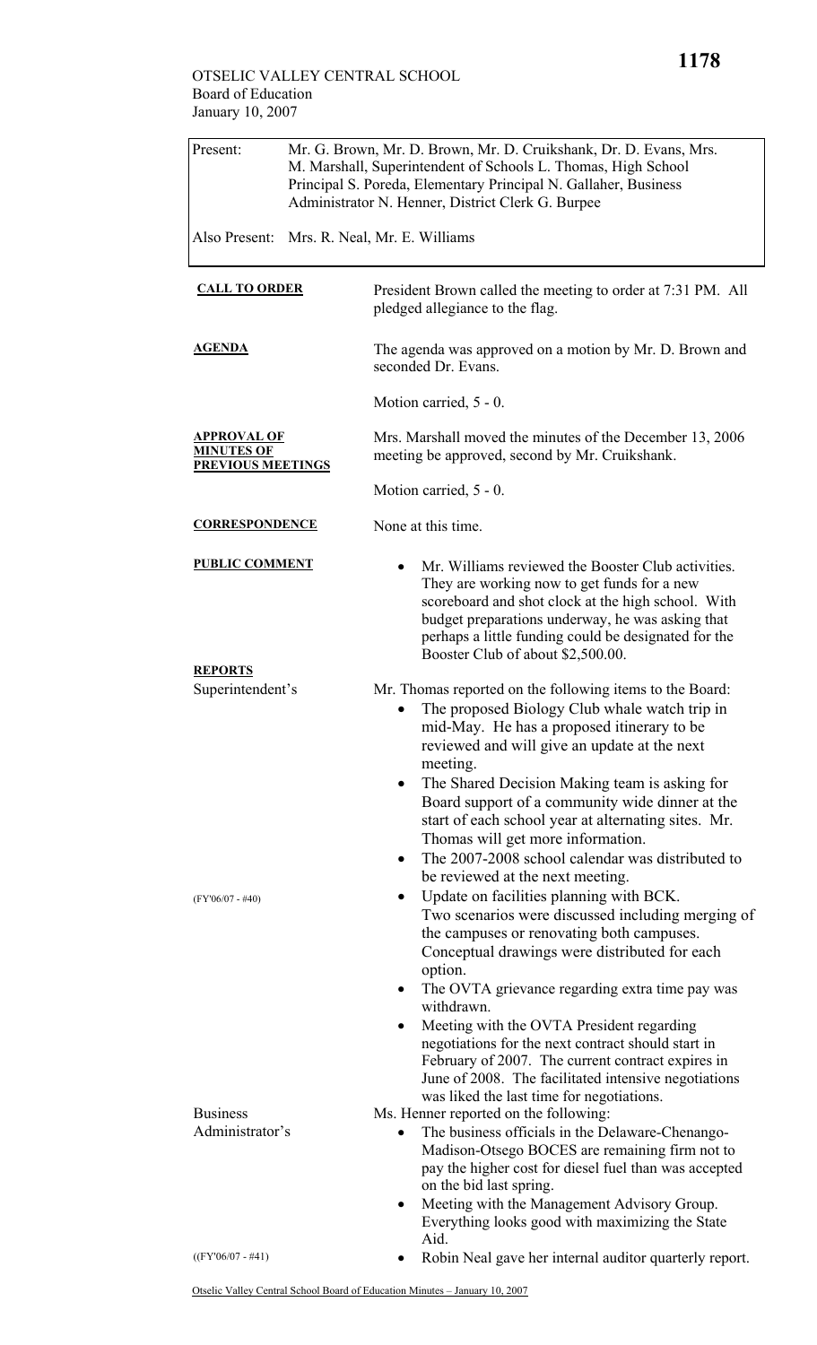OTSELIC VALLEY CENTRAL SCHOOL
Board of Education
January 10, 2007

| | |
|---|---|
| Present: | Mr. G. Brown, Mr. D. Brown, Mr. D. Cruikshank, Dr. D. Evans, Mrs. M. Marshall, Superintendent of Schools L. Thomas, High School Principal S. Poreda, Elementary Principal N. Gallaher, Business Administrator N. Henner, District Clerk G. Burpee |
| Also Present: | Mrs. R. Neal, Mr. E. Williams |

**CALL TO ORDER**

President Brown called the meeting to order at 7:31 PM. All pledged allegiance to the flag.

**AGENDA**

The agenda was approved on a motion by Mr. D. Brown and seconded Dr. Evans.

Motion carried, 5 - 0.

**APPROVAL OF MINUTES OF PREVIOUS MEETINGS**

Mrs. Marshall moved the minutes of the December 13, 2006 meeting be approved, second by Mr. Cruikshank.

Motion carried, 5 - 0.

**CORRESPONDENCE**

None at this time.

**PUBLIC COMMENT**

- Mr. Williams reviewed the Booster Club activities. They are working now to get funds for a new scoreboard and shot clock at the high school. With budget preparations underway, he was asking that perhaps a little funding could be designated for the Booster Club of about $2,500.00.

**REPORTS**

Superintendent's

Mr. Thomas reported on the following items to the Board:

- The proposed Biology Club whale watch trip in mid-May. He has a proposed itinerary to be reviewed and will give an update at the next meeting.
- The Shared Decision Making team is asking for Board support of a community wide dinner at the start of each school year at alternating sites. Mr. Thomas will get more information.
- The 2007-2008 school calendar was distributed to be reviewed at the next meeting.
- (FY'06/07 - #40) Update on facilities planning with BCK. Two scenarios were discussed including merging of the campuses or renovating both campuses. Conceptual drawings were distributed for each option.
- The OVTA grievance regarding extra time pay was withdrawn.
- Meeting with the OVTA President regarding negotiations for the next contract should start in February of 2007. The current contract expires in June of 2008. The facilitated intensive negotiations was liked the last time for negotiations.

Business Administrator's

Ms. Henner reported on the following:

- The business officials in the Delaware-Chenango-Madison-Otsego BOCES are remaining firm not to pay the higher cost for diesel fuel than was accepted on the bid last spring.
- Meeting with the Management Advisory Group. Everything looks good with maximizing the State Aid.
- ((FY'06/07 - #41) Robin Neal gave her internal auditor quarterly report.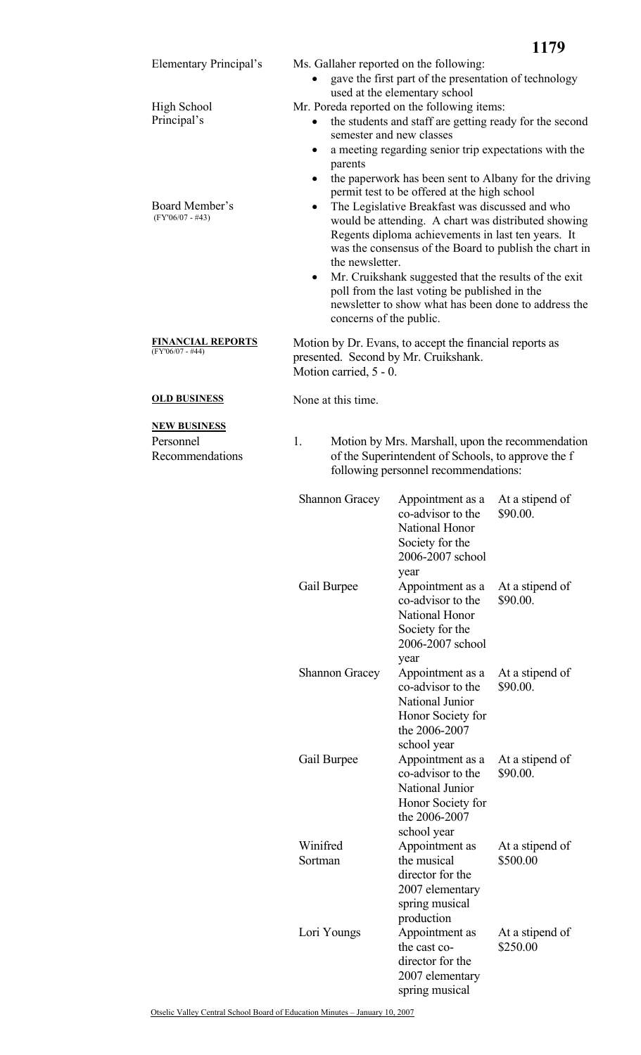**Elementary Principal's**

Ms. Gallaher reported on the following:

- gave the first part of the presentation of technology used at the elementary school

**High School Principal's**

Mr. Poreda reported on the following items:

- the students and staff are getting ready for the second semester and new classes
- a meeting regarding senior trip expectations with the parents
- the paperwork has been sent to Albany for the driving permit test to be offered at the high school

**Board Member's** (FY'06/07 - #43)

- The Legislative Breakfast was discussed and who would be attending. A chart was distributed showing Regents diploma achievements in last ten years. It was the consensus of the Board to publish the chart in the newsletter.
- Mr. Cruikshank suggested that the results of the exit poll from the last voting be published in the newsletter to show what has been done to address the concerns of the public.

**FINANCIAL REPORTS** (FY'06/07 - #44)

Motion by Dr. Evans, to accept the financial reports as presented. Second by Mr. Cruikshank.
Motion carried, 5 - 0.

**OLD BUSINESS**

None at this time.

**NEW BUSINESS**

**Personnel Recommendations**

1. Motion by Mrs. Marshall, upon the recommendation of the Superintendent of Schools, to approve the f following personnel recommendations:

| | | |
|---|---|---|
| Shannon Gracey | Appointment as a co-advisor to the National Honor Society for the 2006-2007 school year | At a stipend of \$90.00. |
| Gail Burpee | Appointment as a co-advisor to the National Honor Society for the 2006-2007 school year | At a stipend of \$90.00. |
| Shannon Gracey | Appointment as a co-advisor to the National Junior Honor Society for the 2006-2007 school year | At a stipend of \$90.00. |
| Gail Burpee | Appointment as a co-advisor to the National Junior Honor Society for the 2006-2007 school year | At a stipend of \$90.00. |
| Winifred Sortman | Appointment as the musical director for the 2007 elementary spring musical production | At a stipend of \$500.00 |
| Lori Youngs | Appointment as the cast co-director for the 2007 elementary spring musical | At a stipend of \$250.00 |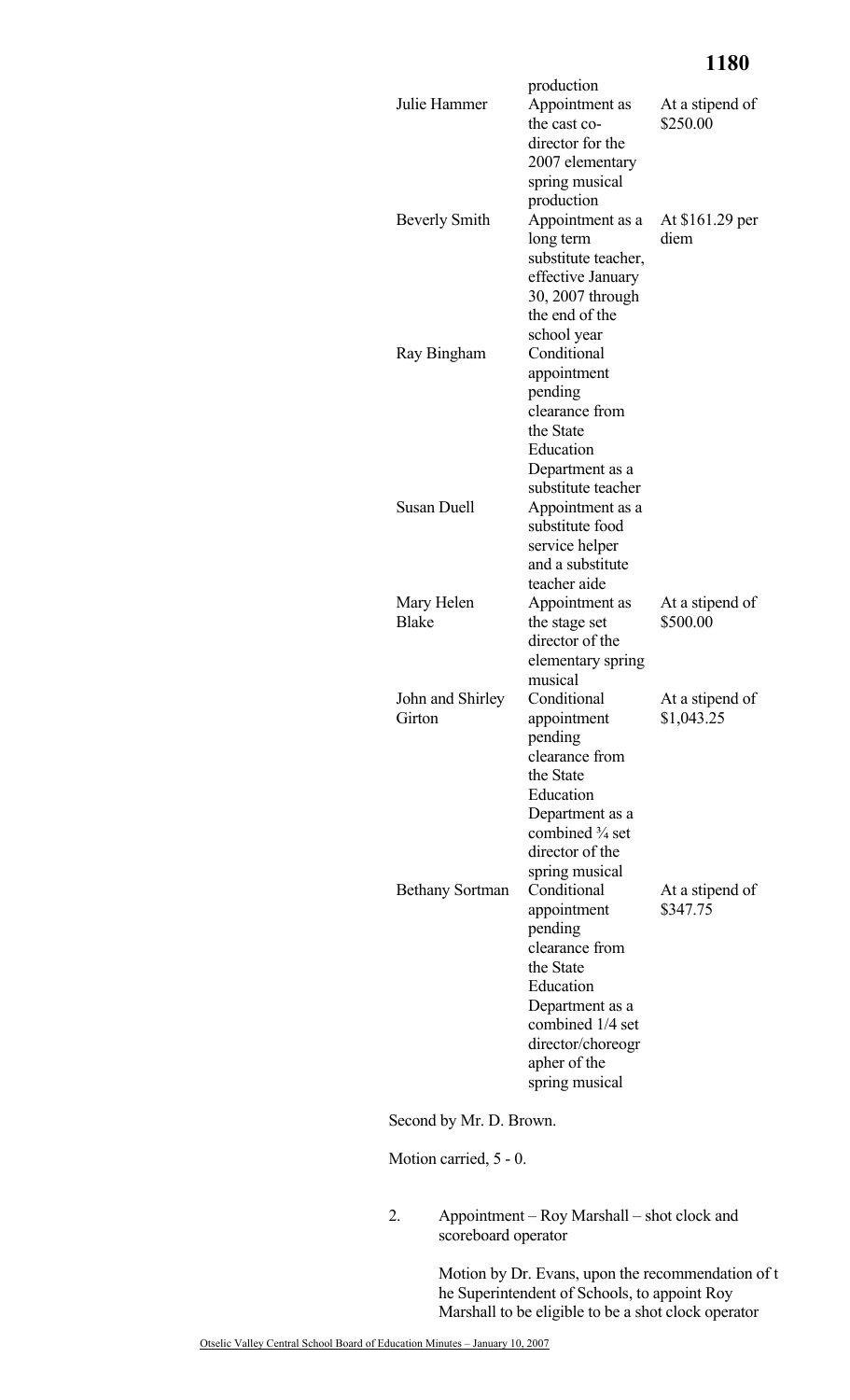| | | |
|---|---|---|
| | production | |
| Julie Hammer | Appointment as the cast co-director for the 2007 elementary spring musical production | At a stipend of $250.00 |
| Beverly Smith | Appointment as a long term substitute teacher, effective January 30, 2007 through the end of the school year | At $161.29 per diem |
| Ray Bingham | Conditional appointment pending clearance from the State Education Department as a substitute teacher | |
| Susan Duell | Appointment as a substitute food service helper and a substitute teacher aide | |
| Mary Helen Blake | Appointment as the stage set director of the elementary spring musical | At a stipend of $500.00 |
| John and Shirley Girton | Conditional appointment pending clearance from the State Education Department as a combined ¾ set director of the spring musical | At a stipend of $1,043.25 |
| Bethany Sortman | Conditional appointment pending clearance from the State Education Department as a combined 1/4 set director/choreographer of the spring musical | At a stipend of $347.75 |

Second by Mr. D. Brown.

Motion carried, 5 - 0.

2. Appointment – Roy Marshall – shot clock and scoreboard operator

   Motion by Dr. Evans, upon the recommendation of the Superintendent of Schools, to appoint Roy Marshall to be eligible to be a shot clock operator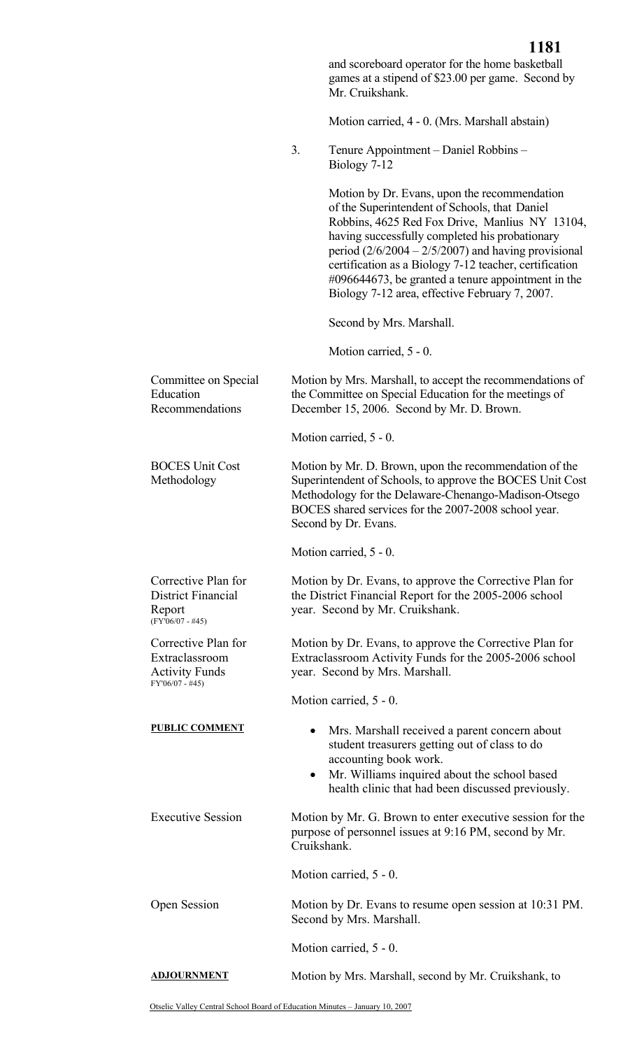and scoreboard operator for the home basketball games at a stipend of $23.00 per game. Second by Mr. Cruikshank.

Motion carried, 4 - 0. (Mrs. Marshall abstain)

3. Tenure Appointment – Daniel Robbins – Biology 7-12

Motion by Dr. Evans, upon the recommendation of the Superintendent of Schools, that Daniel Robbins, 4625 Red Fox Drive, Manlius NY 13104, having successfully completed his probationary period (2/6/2004 – 2/5/2007) and having provisional certification as a Biology 7-12 teacher, certification #096644673, be granted a tenure appointment in the Biology 7-12 area, effective February 7, 2007.

Second by Mrs. Marshall.

Motion carried, 5 - 0.

**Committee on Special Education Recommendations**

Motion by Mrs. Marshall, to accept the recommendations of the Committee on Special Education for the meetings of December 15, 2006. Second by Mr. D. Brown.

Motion carried, 5 - 0.

**BOCES Unit Cost Methodology**

Motion by Mr. D. Brown, upon the recommendation of the Superintendent of Schools, to approve the BOCES Unit Cost Methodology for the Delaware-Chenango-Madison-Otsego BOCES shared services for the 2007-2008 school year. Second by Dr. Evans.

Motion carried, 5 - 0.

**Corrective Plan for District Financial Report** (FY'06/07 - #45)

Motion by Dr. Evans, to approve the Corrective Plan for the District Financial Report for the 2005-2006 school year. Second by Mr. Cruikshank.

**Corrective Plan for Extraclassroom Activity Funds** FY'06/07 - #45)

Motion by Dr. Evans, to approve the Corrective Plan for Extraclassroom Activity Funds for the 2005-2006 school year. Second by Mrs. Marshall.

Motion carried, 5 - 0.

**PUBLIC COMMENT**

- Mrs. Marshall received a parent concern about student treasurers getting out of class to do accounting book work.
- Mr. Williams inquired about the school based health clinic that had been discussed previously.

**Executive Session**

Motion by Mr. G. Brown to enter executive session for the purpose of personnel issues at 9:16 PM, second by Mr. Cruikshank.

Motion carried, 5 - 0.

**Open Session**

Motion by Dr. Evans to resume open session at 10:31 PM. Second by Mrs. Marshall.

Motion carried, 5 - 0.

**ADJOURNMENT**

Motion by Mrs. Marshall, second by Mr. Cruikshank, to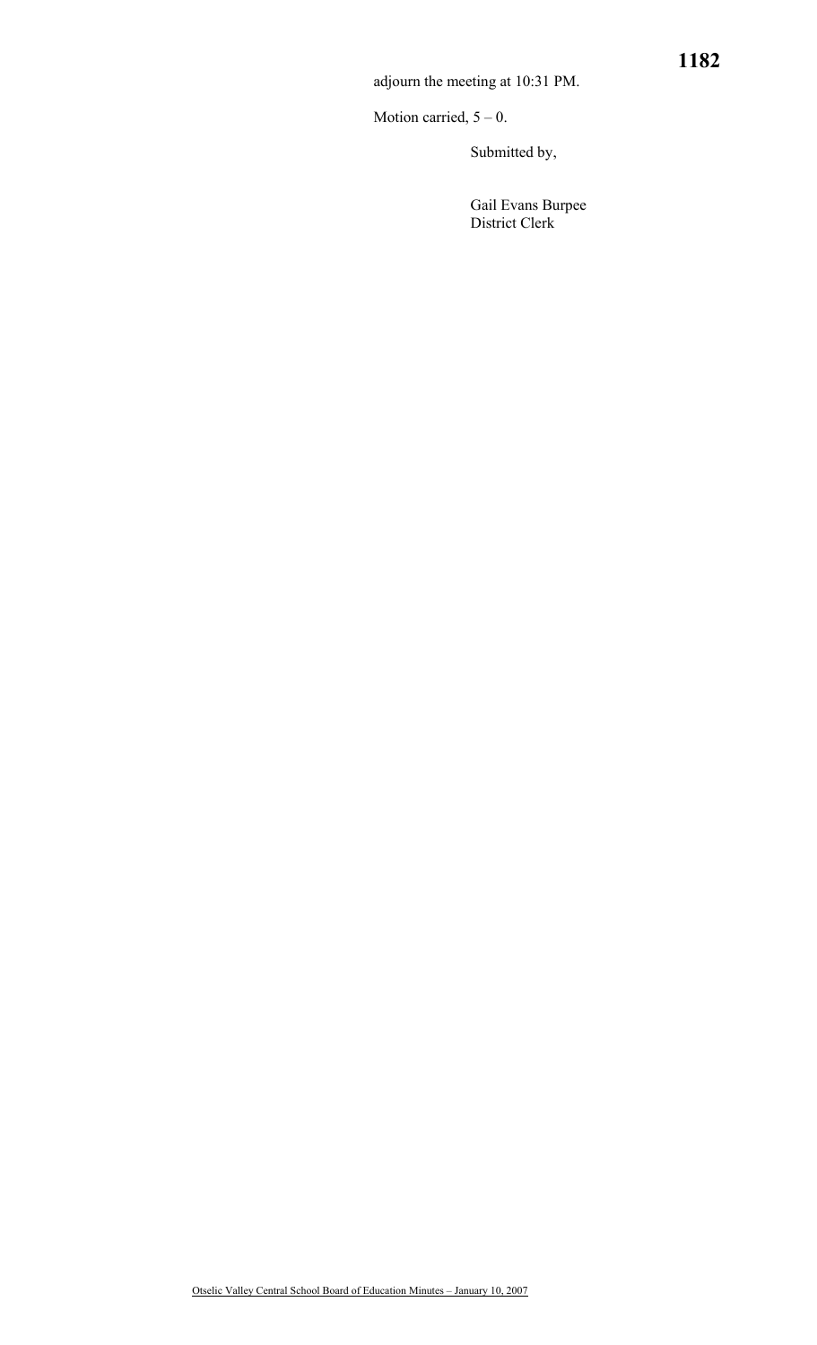adjourn the meeting at 10:31 PM.

Motion carried, 5 – 0.

Submitted by,

Gail Evans Burpee
District Clerk